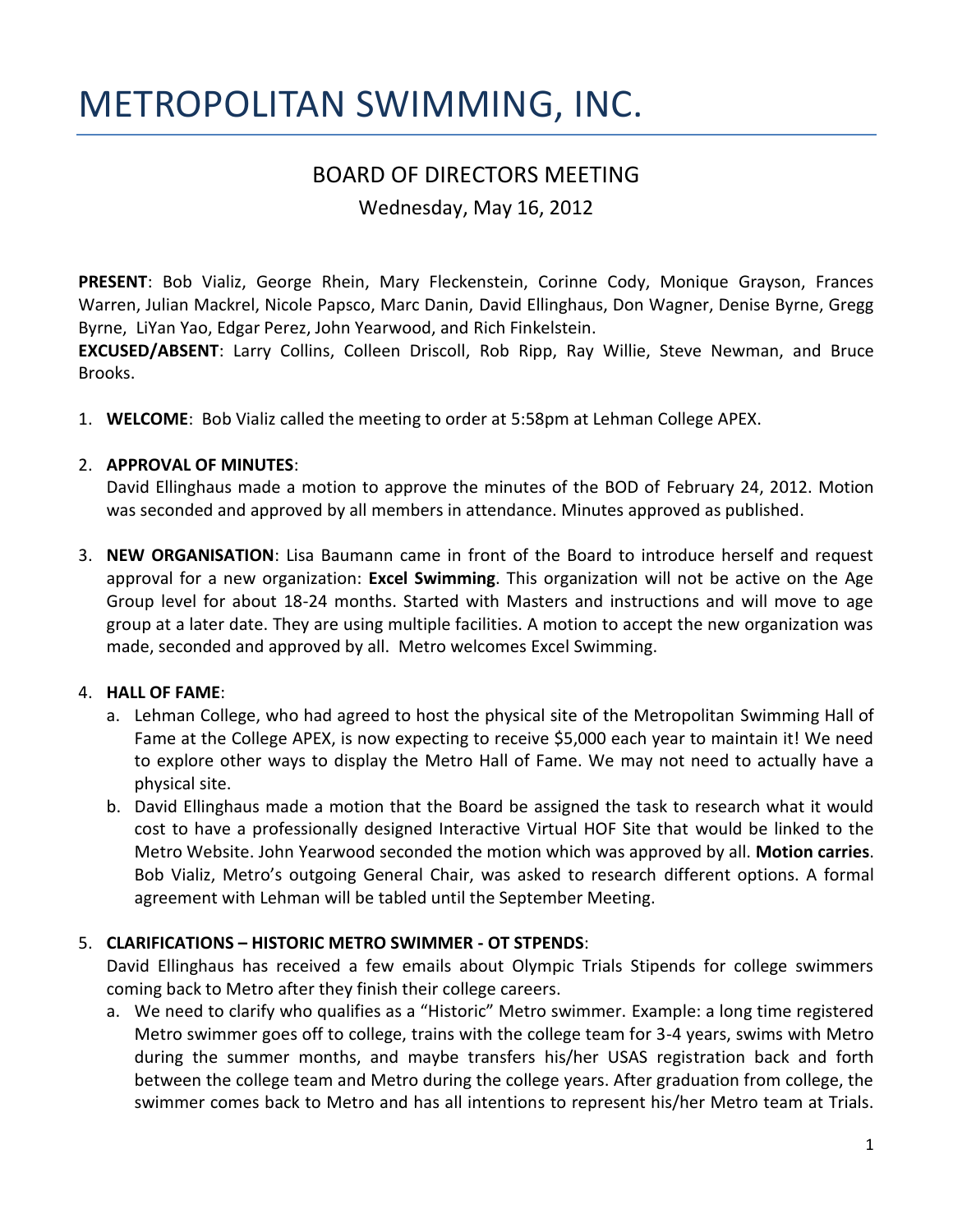# METROPOLITAN SWIMMING, INC.

## BOARD OF DIRECTORS MEETING

Wednesday, May 16, 2012

**PRESENT**: Bob Vializ, George Rhein, Mary Fleckenstein, Corinne Cody, Monique Grayson, Frances Warren, Julian Mackrel, Nicole Papsco, Marc Danin, David Ellinghaus, Don Wagner, Denise Byrne, Gregg Byrne, LiYan Yao, Edgar Perez, John Yearwood, and Rich Finkelstein.
**EXCUSED/ABSENT**: Larry Collins, Colleen Driscoll, Rob Ripp, Ray Willie, Steve Newman, and Bruce Brooks.

1. **WELCOME**: Bob Vializ called the meeting to order at 5:58pm at Lehman College APEX.

2. **APPROVAL OF MINUTES**:
   David Ellinghaus made a motion to approve the minutes of the BOD of February 24, 2012. Motion was seconded and approved by all members in attendance. Minutes approved as published.

3. **NEW ORGANISATION**: Lisa Baumann came in front of the Board to introduce herself and request approval for a new organization: **Excel Swimming**. This organization will not be active on the Age Group level for about 18-24 months. Started with Masters and instructions and will move to age group at a later date. They are using multiple facilities. A motion to accept the new organization was made, seconded and approved by all. Metro welcomes Excel Swimming.

4. **HALL OF FAME**:
   a. Lehman College, who had agreed to host the physical site of the Metropolitan Swimming Hall of Fame at the College APEX, is now expecting to receive $5,000 each year to maintain it! We need to explore other ways to display the Metro Hall of Fame. We may not need to actually have a physical site.
   b. David Ellinghaus made a motion that the Board be assigned the task to research what it would cost to have a professionally designed Interactive Virtual HOF Site that would be linked to the Metro Website. John Yearwood seconded the motion which was approved by all. **Motion carries**. Bob Vializ, Metro's outgoing General Chair, was asked to research different options. A formal agreement with Lehman will be tabled until the September Meeting.

5. **CLARIFICATIONS – HISTORIC METRO SWIMMER - OT STPENDS**:
   David Ellinghaus has received a few emails about Olympic Trials Stipends for college swimmers coming back to Metro after they finish their college careers.
   a. We need to clarify who qualifies as a "Historic" Metro swimmer. Example: a long time registered Metro swimmer goes off to college, trains with the college team for 3-4 years, swims with Metro during the summer months, and maybe transfers his/her USAS registration back and forth between the college team and Metro during the college years. After graduation from college, the swimmer comes back to Metro and has all intentions to represent his/her Metro team at Trials.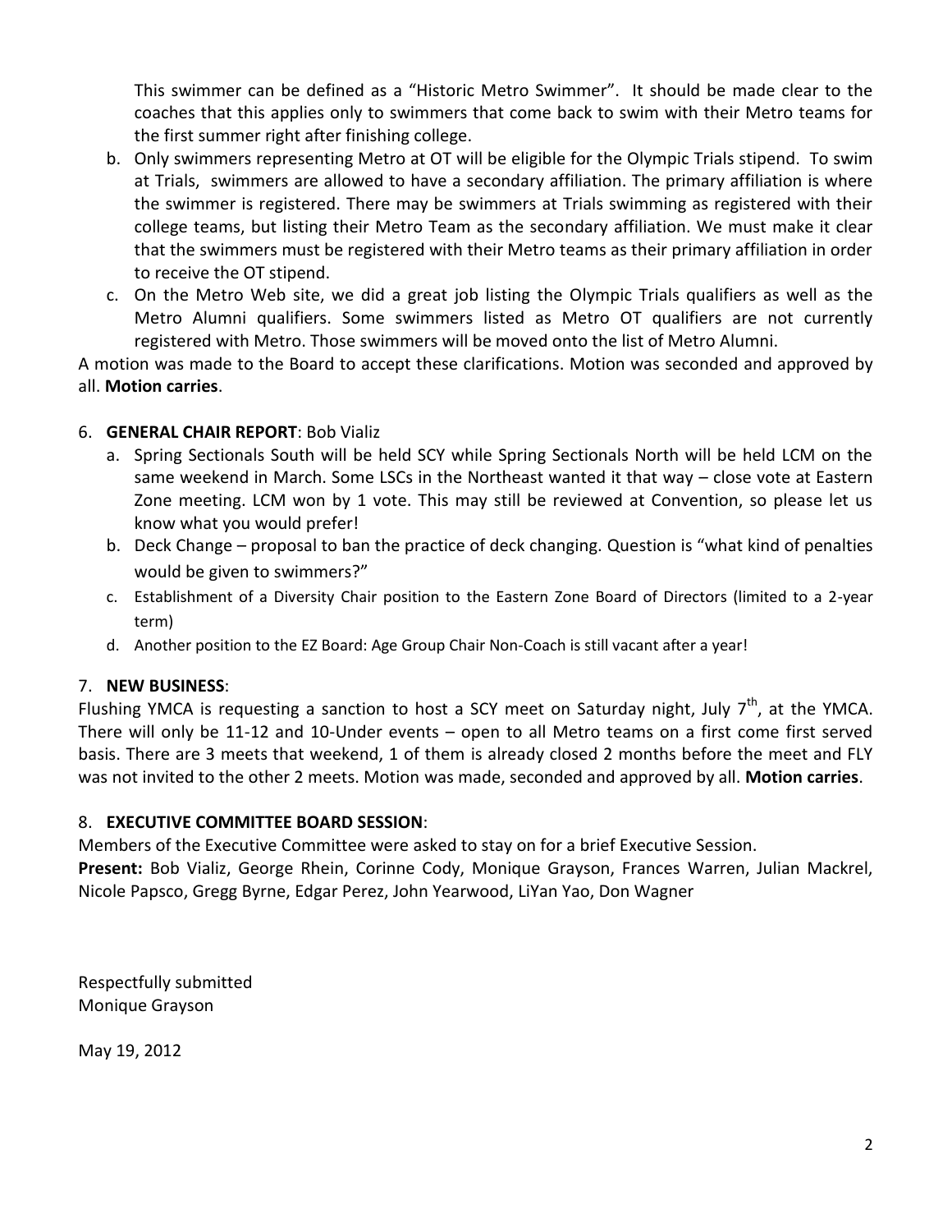This swimmer can be defined as a "Historic Metro Swimmer". It should be made clear to the coaches that this applies only to swimmers that come back to swim with their Metro teams for the first summer right after finishing college.

b. Only swimmers representing Metro at OT will be eligible for the Olympic Trials stipend. To swim at Trials, swimmers are allowed to have a secondary affiliation. The primary affiliation is where the swimmer is registered. There may be swimmers at Trials swimming as registered with their college teams, but listing their Metro Team as the secondary affiliation. We must make it clear that the swimmers must be registered with their Metro teams as their primary affiliation in order to receive the OT stipend.

c. On the Metro Web site, we did a great job listing the Olympic Trials qualifiers as well as the Metro Alumni qualifiers. Some swimmers listed as Metro OT qualifiers are not currently registered with Metro. Those swimmers will be moved onto the list of Metro Alumni.

A motion was made to the Board to accept these clarifications. Motion was seconded and approved by all. **Motion carries**.

6. **GENERAL CHAIR REPORT**: Bob Vializ
   a. Spring Sectionals South will be held SCY while Spring Sectionals North will be held LCM on the same weekend in March. Some LSCs in the Northeast wanted it that way – close vote at Eastern Zone meeting. LCM won by 1 vote. This may still be reviewed at Convention, so please let us know what you would prefer!
   b. Deck Change – proposal to ban the practice of deck changing. Question is "what kind of penalties would be given to swimmers?"
   c. Establishment of a Diversity Chair position to the Eastern Zone Board of Directors (limited to a 2-year term)
   d. Another position to the EZ Board: Age Group Chair Non-Coach is still vacant after a year!

7. **NEW BUSINESS**:

Flushing YMCA is requesting a sanction to host a SCY meet on Saturday night, July 7th, at the YMCA. There will only be 11-12 and 10-Under events – open to all Metro teams on a first come first served basis. There are 3 meets that weekend, 1 of them is already closed 2 months before the meet and FLY was not invited to the other 2 meets. Motion was made, seconded and approved by all. **Motion carries**.

8. **EXECUTIVE COMMITTEE BOARD SESSION**:

Members of the Executive Committee were asked to stay on for a brief Executive Session.

**Present:** Bob Vializ, George Rhein, Corinne Cody, Monique Grayson, Frances Warren, Julian Mackrel, Nicole Papsco, Gregg Byrne, Edgar Perez, John Yearwood, LiYan Yao, Don Wagner

Respectfully submitted
Monique Grayson

May 19, 2012